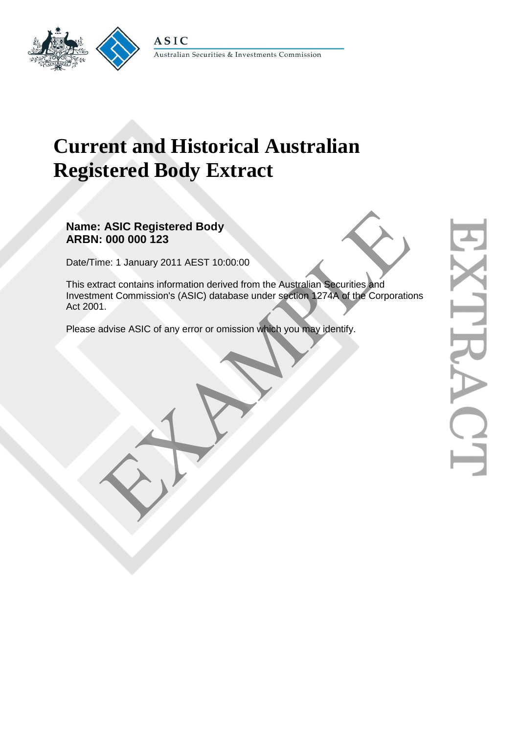ASIC

Australian Securities & Investments Commission

# Current and Historical Australian Registered Body Extract

**Name: ASIC Registered Body**
**ARBN: 000 000 123**

Date/Time: 1 January 2011 AEST 10:00:00

This extract contains information derived from the Australian Securities and Investment Commission's (ASIC) database under section 1274A of the Corporations Act 2001.

Please advise ASIC of any error or omission which you may identify.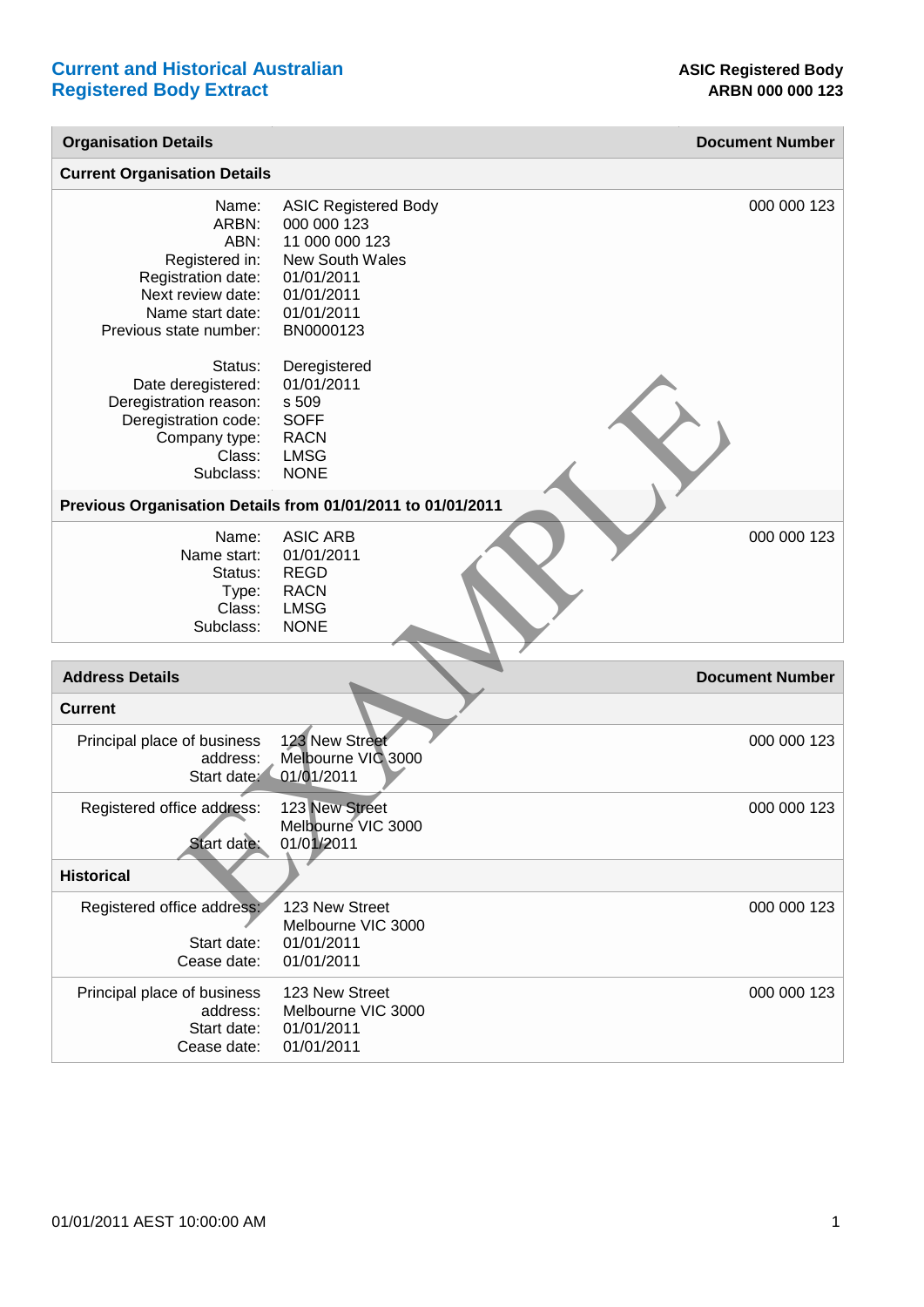## Current and Historical Australian Registered Body Extract

**ASIC Registered Body**
**ARBN 000 000 123**

| Organisation Details | | Document Number |
|---|---|---|
| **Current Organisation Details** | | |
| Name: | ASIC Registered Body | 000 000 123 |
| ARBN: | 000 000 123 | |
| ABN: | 11 000 000 123 | |
| Registered in: | New South Wales | |
| Registration date: | 01/01/2011 | |
| Next review date: | 01/01/2011 | |
| Name start date: | 01/01/2011 | |
| Previous state number: | BN0000123 | |
| Status: | Deregistered | |
| Date deregistered: | 01/01/2011 | |
| Deregistration reason: | s 509 | |
| Deregistration code: | SOFF | |
| Company type: | RACN | |
| Class: | LMSG | |
| Subclass: | NONE | |
| **Previous Organisation Details from 01/01/2011 to 01/01/2011** | | |
| Name: | ASIC ARB | 000 000 123 |
| Name start: | 01/01/2011 | |
| Status: | REGD | |
| Type: | RACN | |
| Class: | LMSG | |
| Subclass: | NONE | |

| Address Details | | Document Number |
|---|---|---|
| **Current** | | |
| Principal place of business address: | 123 New Street<br>Melbourne VIC 3000 | 000 000 123 |
| Start date: | 01/01/2011 | |
| Registered office address: | 123 New Street<br>Melbourne VIC 3000 | 000 000 123 |
| Start date: | 01/01/2011 | |
| **Historical** | | |
| Registered office address: | 123 New Street<br>Melbourne VIC 3000 | 000 000 123 |
| Start date: | 01/01/2011 | |
| Cease date: | 01/01/2011 | |
| Principal place of business address: | 123 New Street<br>Melbourne VIC 3000 | 000 000 123 |
| Start date: | 01/01/2011 | |
| Cease date: | 01/01/2011 | |

01/01/2011 AEST 10:00:00 AM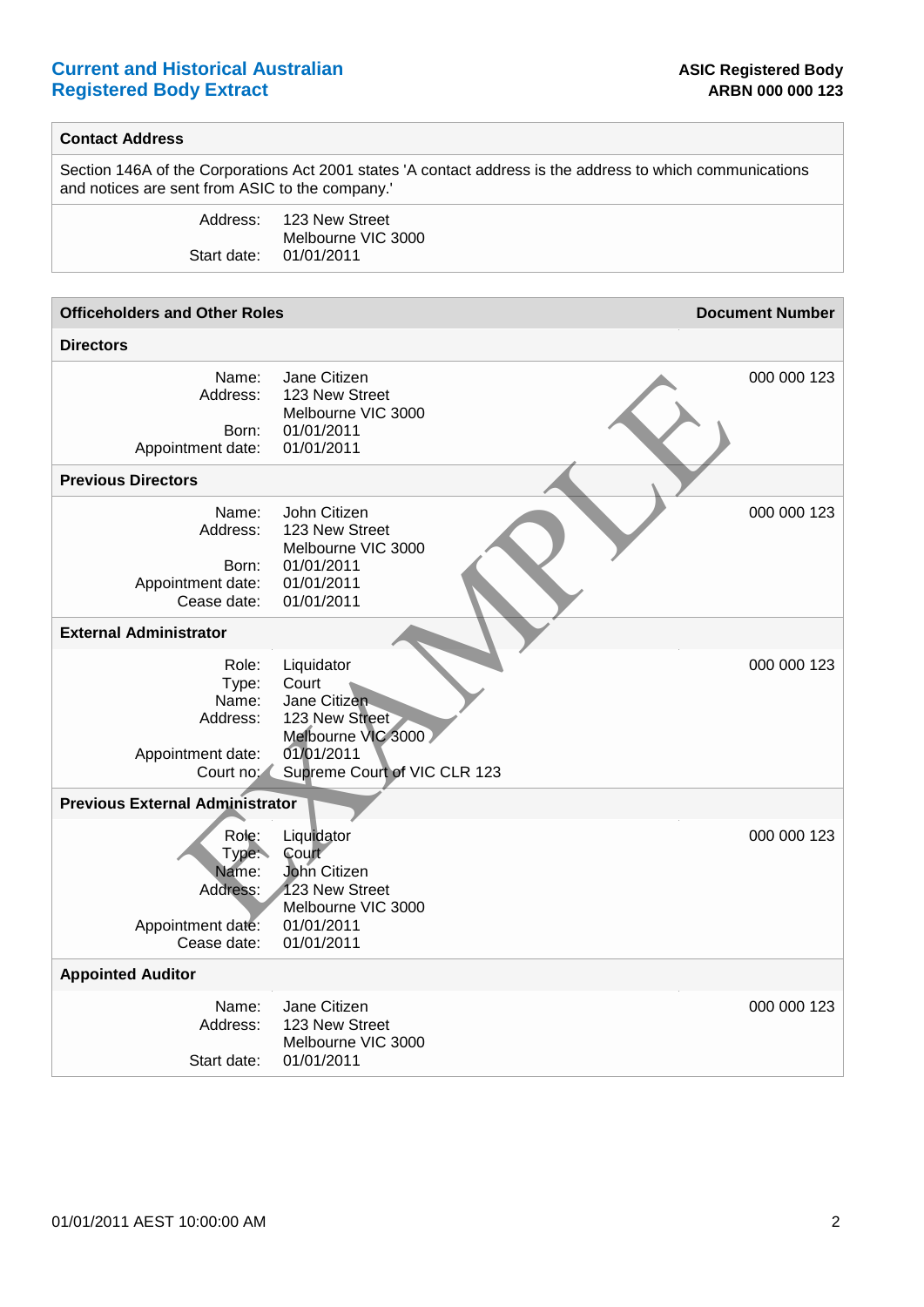# Current and Historical Australian Registered Body Extract

**ASIC Registered Body**
**ARBN 000 000 123**

## Contact Address

Section 146A of the Corporations Act 2001 states 'A contact address is the address to which communications and notices are sent from ASIC to the company.'

| | |
|---|---|
| Address: | 123 New Street<br>Melbourne VIC 3000 |
| Start date: | 01/01/2011 |

## Officeholders and Other Roles

### Directors

| | | Document Number |
|---|---|---|
| Name: | Jane Citizen | 000 000 123 |
| Address: | 123 New Street<br>Melbourne VIC 3000 | |
| Born: | 01/01/2011 | |
| Appointment date: | 01/01/2011 | |

### Previous Directors

| | | Document Number |
|---|---|---|
| Name: | John Citizen | 000 000 123 |
| Address: | 123 New Street<br>Melbourne VIC 3000 | |
| Born: | 01/01/2011 | |
| Appointment date: | 01/01/2011 | |
| Cease date: | 01/01/2011 | |

### External Administrator

| | | Document Number |
|---|---|---|
| Role: | Liquidator | 000 000 123 |
| Type: | Court | |
| Name: | Jane Citizen | |
| Address: | 123 New Street<br>Melbourne VIC 3000 | |
| Appointment date: | 01/01/2011 | |
| Court no: | Supreme Court of VIC CLR 123 | |

### Previous External Administrator

| | | Document Number |
|---|---|---|
| Role: | Liquidator | 000 000 123 |
| Type: | Court | |
| Name: | John Citizen | |
| Address: | 123 New Street<br>Melbourne VIC 3000 | |
| Appointment date: | 01/01/2011 | |
| Cease date: | 01/01/2011 | |

### Appointed Auditor

| | | Document Number |
|---|---|---|
| Name: | Jane Citizen | 000 000 123 |
| Address: | 123 New Street<br>Melbourne VIC 3000 | |
| Start date: | 01/01/2011 | |

EXAMPLE

01/01/2011 AEST 10:00:00 AM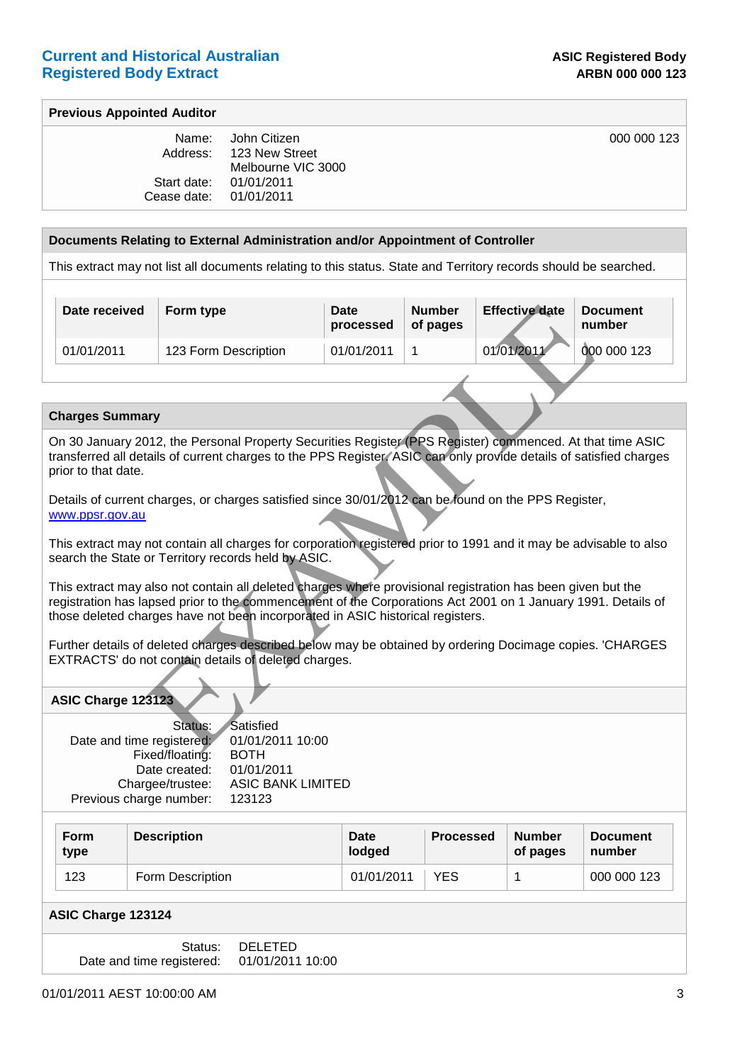## Previous Appointed Auditor

| | | |
|---|---|---|
| Name: | John Citizen | 000 000 123 |
| Address: | 123 New Street<br>Melbourne VIC 3000 | |
| Start date: | 01/01/2011 | |
| Cease date: | 01/01/2011 | |

## Documents Relating to External Administration and/or Appointment of Controller

This extract may not list all documents relating to this status. State and Territory records should be searched.

| Date received | Form type | Date processed | Number of pages | Effective date | Document number |
|---|---|---|---|---|---|
| 01/01/2011 | 123 Form Description | 01/01/2011 | 1 | 01/01/2011 | 000 000 123 |

## Charges Summary

On 30 January 2012, the Personal Property Securities Register (PPS Register) commenced. At that time ASIC transferred all details of current charges to the PPS Register. ASIC can only provide details of satisfied charges prior to that date.

Details of current charges, or charges satisfied since 30/01/2012 can be found on the PPS Register, www.ppsr.gov.au

This extract may not contain all charges for corporation registered prior to 1991 and it may be advisable to also search the State or Territory records held by ASIC.

This extract may also not contain all deleted charges where provisional registration has been given but the registration has lapsed prior to the commencement of the Corporations Act 2001 on 1 January 1991. Details of those deleted charges have not been incorporated in ASIC historical registers.

Further details of deleted charges described below may be obtained by ordering Docimage copies. 'CHARGES EXTRACTS' do not contain details of deleted charges.

### ASIC Charge 123123

| | |
|---|---|
| Status: | Satisfied |
| Date and time registered: | 01/01/2011 10:00 |
| Fixed/floating: | BOTH |
| Date created: | 01/01/2011 |
| Chargee/trustee: | ASIC BANK LIMITED |
| Previous charge number: | 123123 |

| Form type | Description | Date lodged | Processed | Number of pages | Document number |
|---|---|---|---|---|---|
| 123 | Form Description | 01/01/2011 | YES | 1 | 000 000 123 |

### ASIC Charge 123124

| | |
|---|---|
| Status: | DELETED |
| Date and time registered: | 01/01/2011 10:00 |

01/01/2011 AEST 10:00:00 AM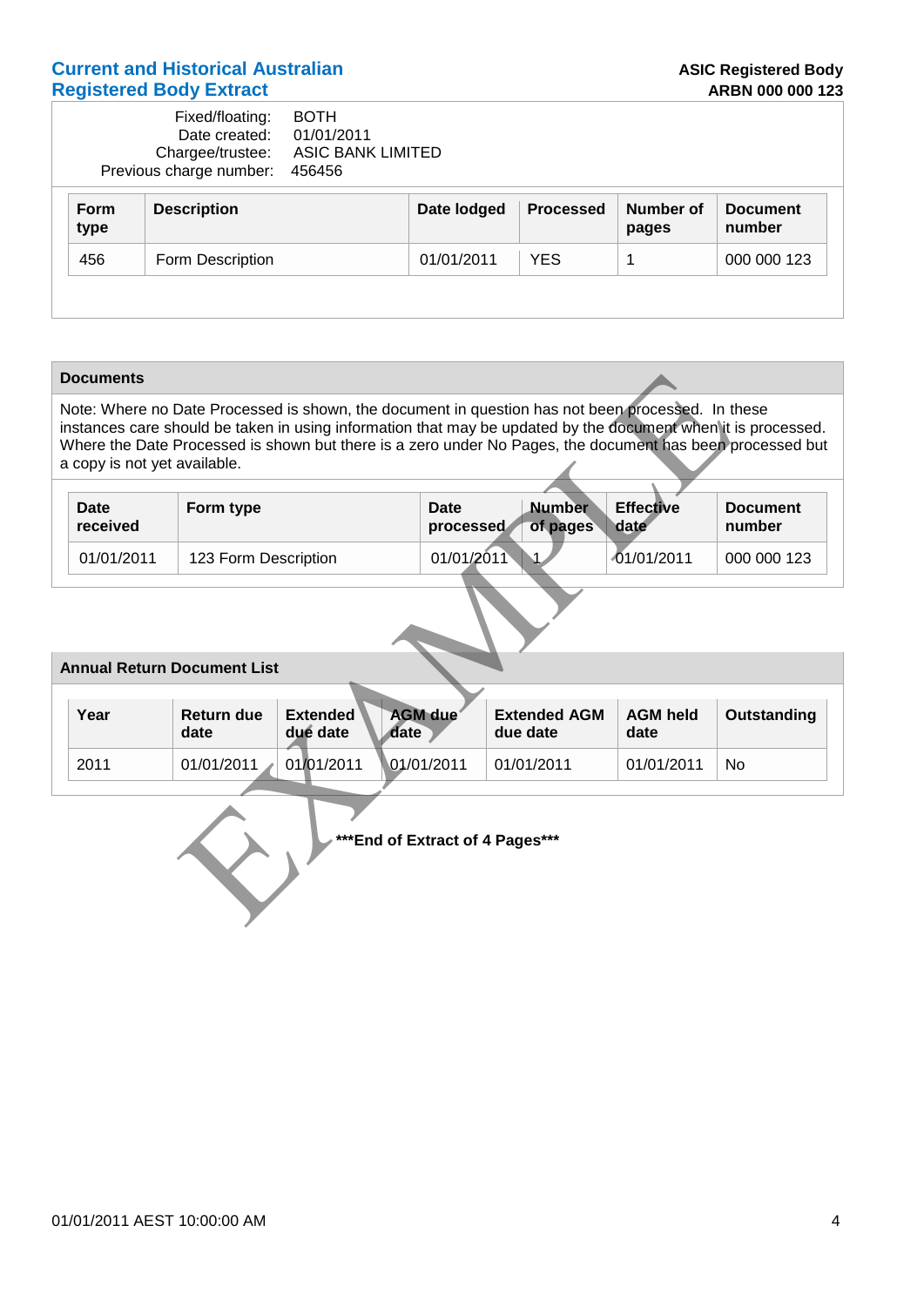Fixed/floating: BOTH
Date created: 01/01/2011
Chargee/trustee: ASIC BANK LIMITED
Previous charge number: 456456

| Form type | Description | Date lodged | Processed | Number of pages | Document number |
|---|---|---|---|---|---|
| 456 | Form Description | 01/01/2011 | YES | 1 | 000 000 123 |

## Documents

Note: Where no Date Processed is shown, the document in question has not been processed. In these instances care should be taken in using information that may be updated by the document when it is processed. Where the Date Processed is shown but there is a zero under No Pages, the document has been processed but a copy is not yet available.

| Date received | Form type | Date processed | Number of pages | Effective date | Document number |
|---|---|---|---|---|---|
| 01/01/2011 | 123 Form Description | 01/01/2011 | 1 | 01/01/2011 | 000 000 123 |

## Annual Return Document List

| Year | Return due date | Extended due date | AGM due date | Extended AGM due date | AGM held date | Outstanding |
|---|---|---|---|---|---|---|
| 2011 | 01/01/2011 | 01/01/2011 | 01/01/2011 | 01/01/2011 | 01/01/2011 | No |

**\*\*\*End of Extract of 4 Pages\*\*\***